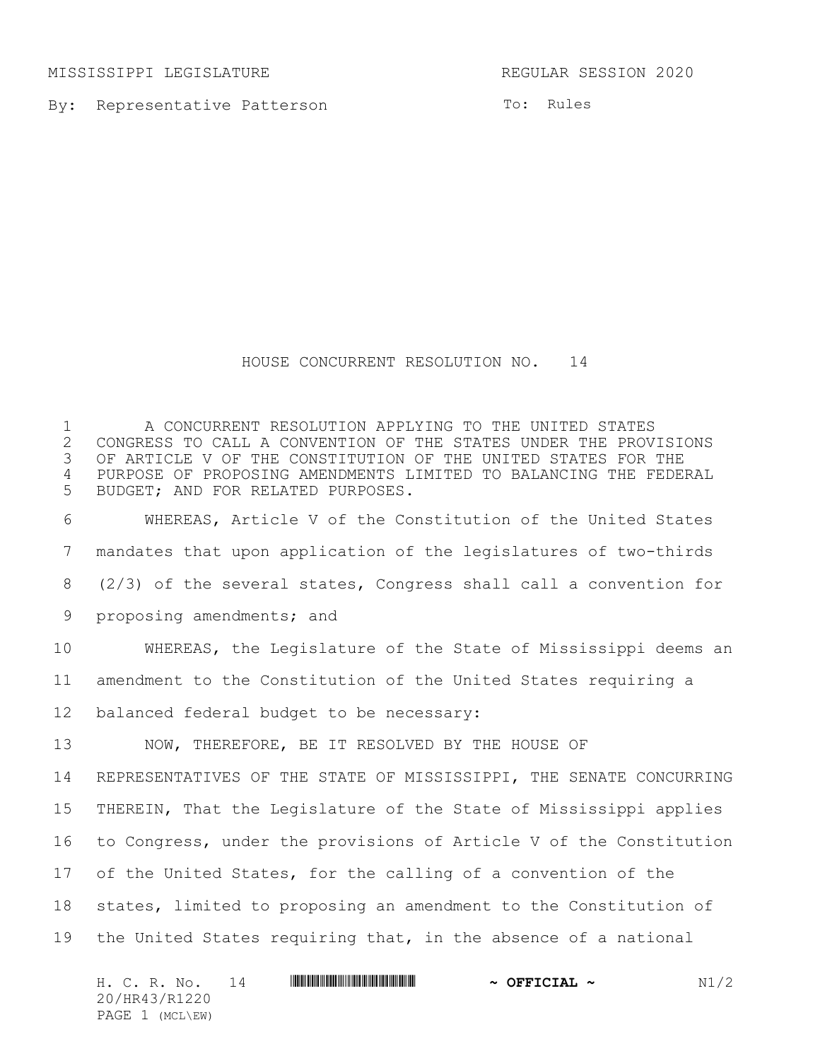MISSISSIPPI LEGISLATURE REGULAR SESSION 2020

By: Representative Patterson

To: Rules

# HOUSE CONCURRENT RESOLUTION NO. 14

A CONCURRENT RESOLUTION APPLYING TO THE UNITED STATES CONGRESS TO CALL A CONVENTION OF THE STATES UNDER THE PROVISIONS OF ARTICLE V OF THE CONSTITUTION OF THE UNITED STATES FOR THE PURPOSE OF PROPOSING AMENDMENTS LIMITED TO BALANCING THE FEDERAL BUDGET; AND FOR RELATED PURPOSES.

WHEREAS, Article V of the Constitution of the United States mandates that upon application of the legislatures of two-thirds (2/3) of the several states, Congress shall call a convention for proposing amendments; and

WHEREAS, the Legislature of the State of Mississippi deems an amendment to the Constitution of the United States requiring a balanced federal budget to be necessary:

NOW, THEREFORE, BE IT RESOLVED BY THE HOUSE OF REPRESENTATIVES OF THE STATE OF MISSISSIPPI, THE SENATE CONCURRING THEREIN, That the Legislature of the State of Mississippi applies to Congress, under the provisions of Article V of the Constitution of the United States, for the calling of a convention of the states, limited to proposing an amendment to the Constitution of the United States requiring that, in the absence of a national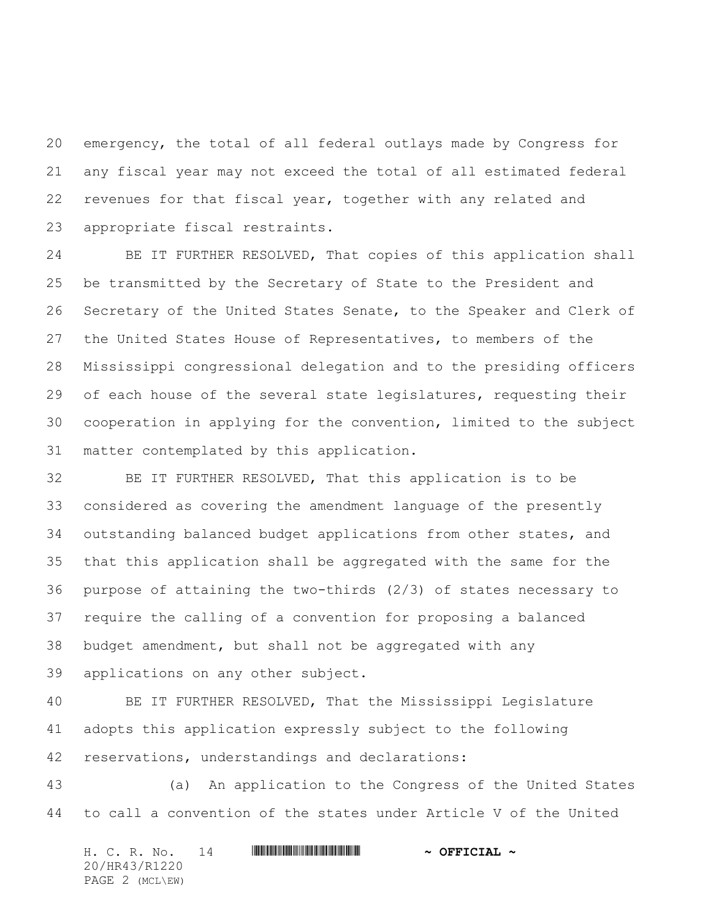emergency, the total of all federal outlays made by Congress for any fiscal year may not exceed the total of all estimated federal revenues for that fiscal year, together with any related and appropriate fiscal restraints.

BE IT FURTHER RESOLVED, That copies of this application shall be transmitted by the Secretary of State to the President and Secretary of the United States Senate, to the Speaker and Clerk of the United States House of Representatives, to members of the Mississippi congressional delegation and to the presiding officers of each house of the several state legislatures, requesting their cooperation in applying for the convention, limited to the subject matter contemplated by this application.

BE IT FURTHER RESOLVED, That this application is to be considered as covering the amendment language of the presently outstanding balanced budget applications from other states, and that this application shall be aggregated with the same for the purpose of attaining the two-thirds (2/3) of states necessary to require the calling of a convention for proposing a balanced budget amendment, but shall not be aggregated with any applications on any other subject.

BE IT FURTHER RESOLVED, That the Mississippi Legislature adopts this application expressly subject to the following reservations, understandings and declarations:

(a) An application to the Congress of the United States to call a convention of the states under Article V of the United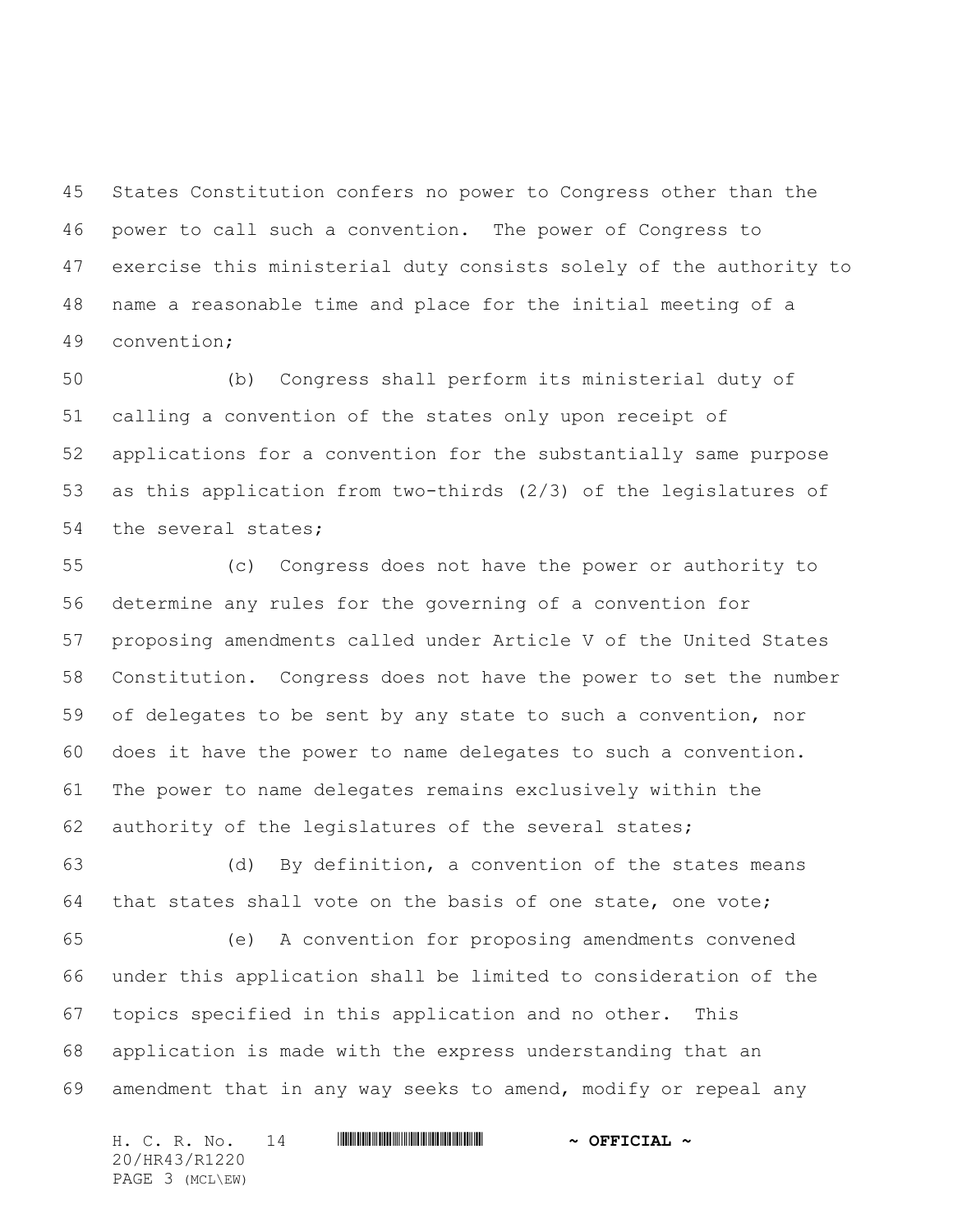States Constitution confers no power to Congress other than the power to call such a convention. The power of Congress to exercise this ministerial duty consists solely of the authority to name a reasonable time and place for the initial meeting of a convention;

(b) Congress shall perform its ministerial duty of calling a convention of the states only upon receipt of applications for a convention for the substantially same purpose as this application from two-thirds (2/3) of the legislatures of the several states;

(c) Congress does not have the power or authority to determine any rules for the governing of a convention for proposing amendments called under Article V of the United States Constitution. Congress does not have the power to set the number of delegates to be sent by any state to such a convention, nor does it have the power to name delegates to such a convention. The power to name delegates remains exclusively within the authority of the legislatures of the several states;

(d) By definition, a convention of the states means that states shall vote on the basis of one state, one vote;

(e) A convention for proposing amendments convened under this application shall be limited to consideration of the topics specified in this application and no other. This application is made with the express understanding that an amendment that in any way seeks to amend, modify or repeal any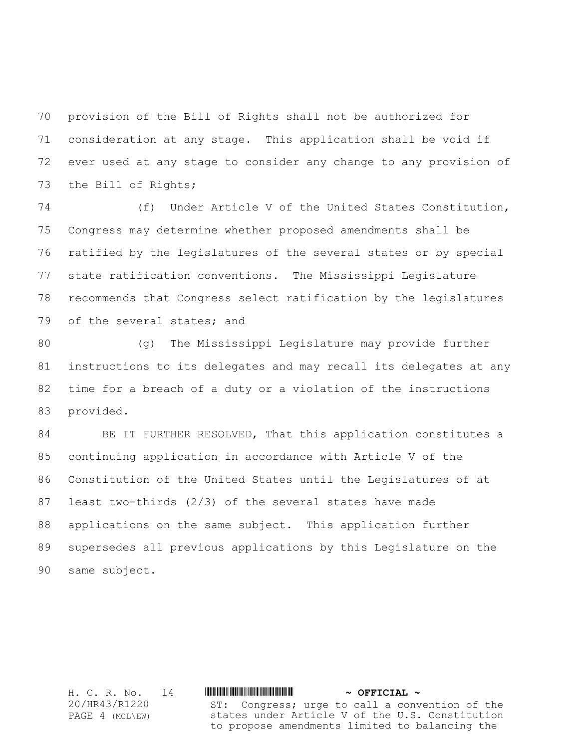provision of the Bill of Rights shall not be authorized for consideration at any stage. This application shall be void if ever used at any stage to consider any change to any provision of the Bill of Rights;

(f) Under Article V of the United States Constitution, Congress may determine whether proposed amendments shall be ratified by the legislatures of the several states or by special state ratification conventions. The Mississippi Legislature recommends that Congress select ratification by the legislatures of the several states; and

(g) The Mississippi Legislature may provide further instructions to its delegates and may recall its delegates at any time for a breach of a duty or a violation of the instructions provided.

BE IT FURTHER RESOLVED, That this application constitutes a continuing application in accordance with Article V of the Constitution of the United States until the Legislatures of at least two-thirds (2/3) of the several states have made applications on the same subject. This application further supersedes all previous applications by this Legislature on the same subject.